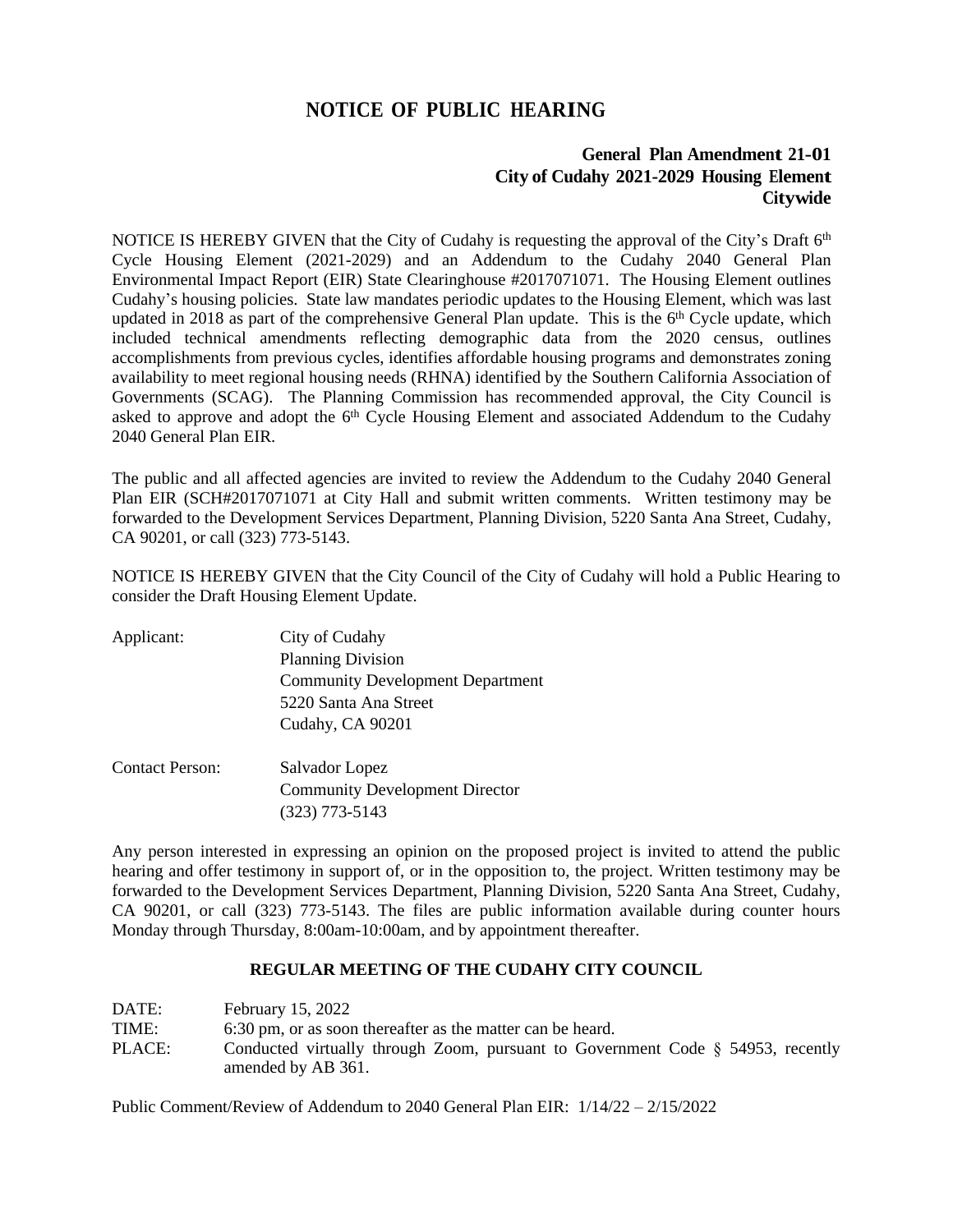# NOTICE OF PUBLIC HEARING

**General Plan Amendment 21-01**
**City of Cudahy 2021-2029 Housing Element**
**Citywide**

NOTICE IS HEREBY GIVEN that the City of Cudahy is requesting the approval of the City's Draft 6th Cycle Housing Element (2021-2029) and an Addendum to the Cudahy 2040 General Plan Environmental Impact Report (EIR) State Clearinghouse #2017071071. The Housing Element outlines Cudahy's housing policies. State law mandates periodic updates to the Housing Element, which was last updated in 2018 as part of the comprehensive General Plan update. This is the 6th Cycle update, which included technical amendments reflecting demographic data from the 2020 census, outlines accomplishments from previous cycles, identifies affordable housing programs and demonstrates zoning availability to meet regional housing needs (RHNA) identified by the Southern California Association of Governments (SCAG). The Planning Commission has recommended approval, the City Council is asked to approve and adopt the 6th Cycle Housing Element and associated Addendum to the Cudahy 2040 General Plan EIR.

The public and all affected agencies are invited to review the Addendum to the Cudahy 2040 General Plan EIR (SCH#2017071071 at City Hall and submit written comments. Written testimony may be forwarded to the Development Services Department, Planning Division, 5220 Santa Ana Street, Cudahy, CA 90201, or call (323) 773-5143.

NOTICE IS HEREBY GIVEN that the City Council of the City of Cudahy will hold a Public Hearing to consider the Draft Housing Element Update.

Applicant: City of Cudahy
Planning Division
Community Development Department
5220 Santa Ana Street
Cudahy, CA 90201

Contact Person: Salvador Lopez
Community Development Director
(323) 773-5143

Any person interested in expressing an opinion on the proposed project is invited to attend the public hearing and offer testimony in support of, or in the opposition to, the project. Written testimony may be forwarded to the Development Services Department, Planning Division, 5220 Santa Ana Street, Cudahy, CA 90201, or call (323) 773-5143. The files are public information available during counter hours Monday through Thursday, 8:00am-10:00am, and by appointment thereafter.

**REGULAR MEETING OF THE CUDAHY CITY COUNCIL**

DATE: February 15, 2022
TIME: 6:30 pm, or as soon thereafter as the matter can be heard.
PLACE: Conducted virtually through Zoom, pursuant to Government Code § 54953, recently amended by AB 361.

Public Comment/Review of Addendum to 2040 General Plan EIR: 1/14/22 – 2/15/2022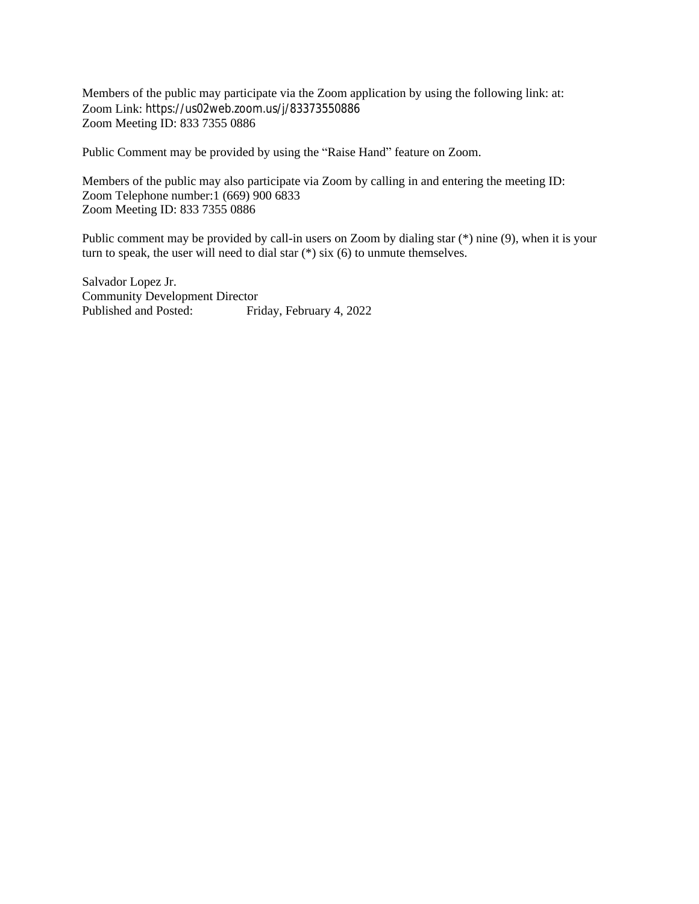Members of the public may participate via the Zoom application by using the following link: at:
Zoom Link: https://us02web.zoom.us/j/83373550886
Zoom Meeting ID: 833 7355 0886

Public Comment may be provided by using the "Raise Hand" feature on Zoom.

Members of the public may also participate via Zoom by calling in and entering the meeting ID:
Zoom Telephone number:1 (669) 900 6833
Zoom Meeting ID: 833 7355 0886

Public comment may be provided by call-in users on Zoom by dialing star (*) nine (9), when it is your turn to speak, the user will need to dial star (*) six (6) to unmute themselves.

Salvador Lopez Jr.
Community Development Director
Published and Posted: Friday, February 4, 2022